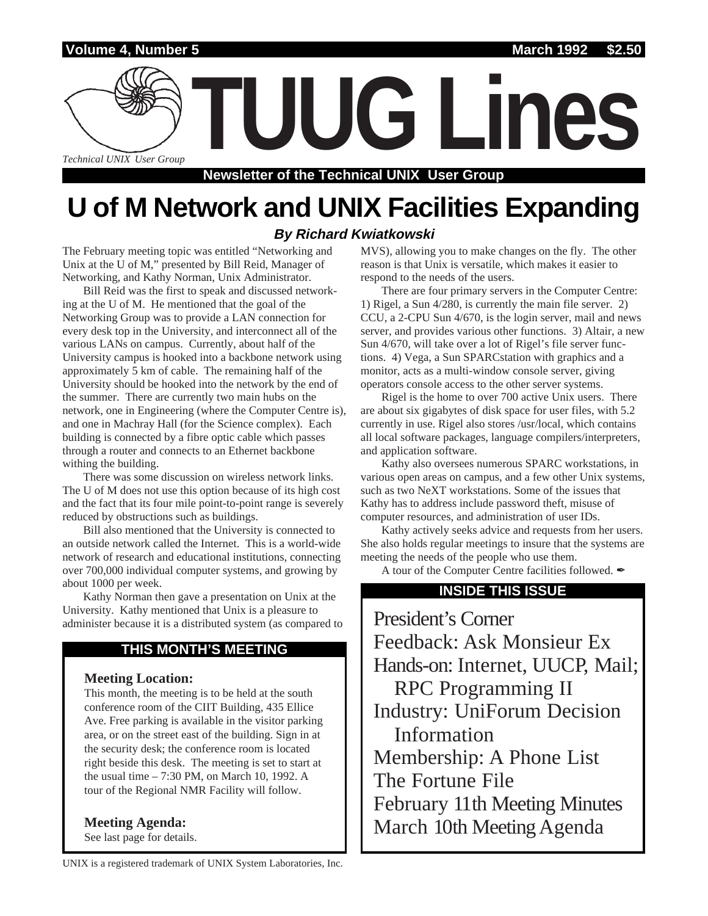Volume 4, Number 5 | March 1992 | $2.50

# TUUG Lines

*Technical UNIX User Group*

**Newsletter of the Technical UNIX User Group**

# U of M Network and UNIX Facilities Expanding

***By Richard Kwiatkowski***

The February meeting topic was entitled "Networking and Unix at the U of M," presented by Bill Reid, Manager of Networking, and Kathy Norman, Unix Administrator.

Bill Reid was the first to speak and discussed networking at the U of M. He mentioned that the goal of the Networking Group was to provide a LAN connection for every desk top in the University, and interconnect all of the various LANs on campus. Currently, about half of the University campus is hooked into a backbone network using approximately 5 km of cable. The remaining half of the University should be hooked into the network by the end of the summer. There are currently two main hubs on the network, one in Engineering (where the Computer Centre is), and one in Machray Hall (for the Science complex). Each building is connected by a fibre optic cable which passes through a router and connects to an Ethernet backbone withing the building.

There was some discussion on wireless network links. The U of M does not use this option because of its high cost and the fact that its four mile point-to-point range is severely reduced by obstructions such as buildings.

Bill also mentioned that the University is connected to an outside network called the Internet. This is a world-wide network of research and educational institutions, connecting over 700,000 individual computer systems, and growing by about 1000 per week.

Kathy Norman then gave a presentation on Unix at the University. Kathy mentioned that Unix is a pleasure to administer because it is a distributed system (as compared to MVS), allowing you to make changes on the fly. The other reason is that Unix is versatile, which makes it easier to respond to the needs of the users.

There are four primary servers in the Computer Centre: 1) Rigel, a Sun 4/280, is currently the main file server. 2) CCU, a 2-CPU Sun 4/670, is the login server, mail and news server, and provides various other functions. 3) Altair, a new Sun 4/670, will take over a lot of Rigel's file server functions. 4) Vega, a Sun SPARCstation with graphics and a monitor, acts as a multi-window console server, giving operators console access to the other server systems.

Rigel is the home to over 700 active Unix users. There are about six gigabytes of disk space for user files, with 5.2 currently in use. Rigel also stores /usr/local, which contains all local software packages, language compilers/interpreters, and application software.

Kathy also oversees numerous SPARC workstations, in various open areas on campus, and a few other Unix systems, such as two NeXT workstations. Some of the issues that Kathy has to address include password theft, misuse of computer resources, and administration of user IDs.

Kathy actively seeks advice and requests from her users. She also holds regular meetings to insure that the systems are meeting the needs of the people who use them.

A tour of the Computer Centre facilities followed. ✒

## THIS MONTH'S MEETING

**Meeting Location:**

This month, the meeting is to be held at the south conference room of the CIIT Building, 435 Ellice Ave. Free parking is available in the visitor parking area, or on the street east of the building. Sign in at the security desk; the conference room is located right beside this desk. The meeting is set to start at the usual time – 7:30 PM, on March 10, 1992. A tour of the Regional NMR Facility will follow.

**Meeting Agenda:**

See last page for details.

## INSIDE THIS ISSUE

- President's Corner
- Feedback: Ask Monsieur Ex
- Hands-on: Internet, UUCP, Mail; RPC Programming II
- Industry: UniForum Decision Information
- Membership: A Phone List
- The Fortune File
- February 11th Meeting Minutes
- March 10th Meeting Agenda

UNIX is a registered trademark of UNIX System Laboratories, Inc.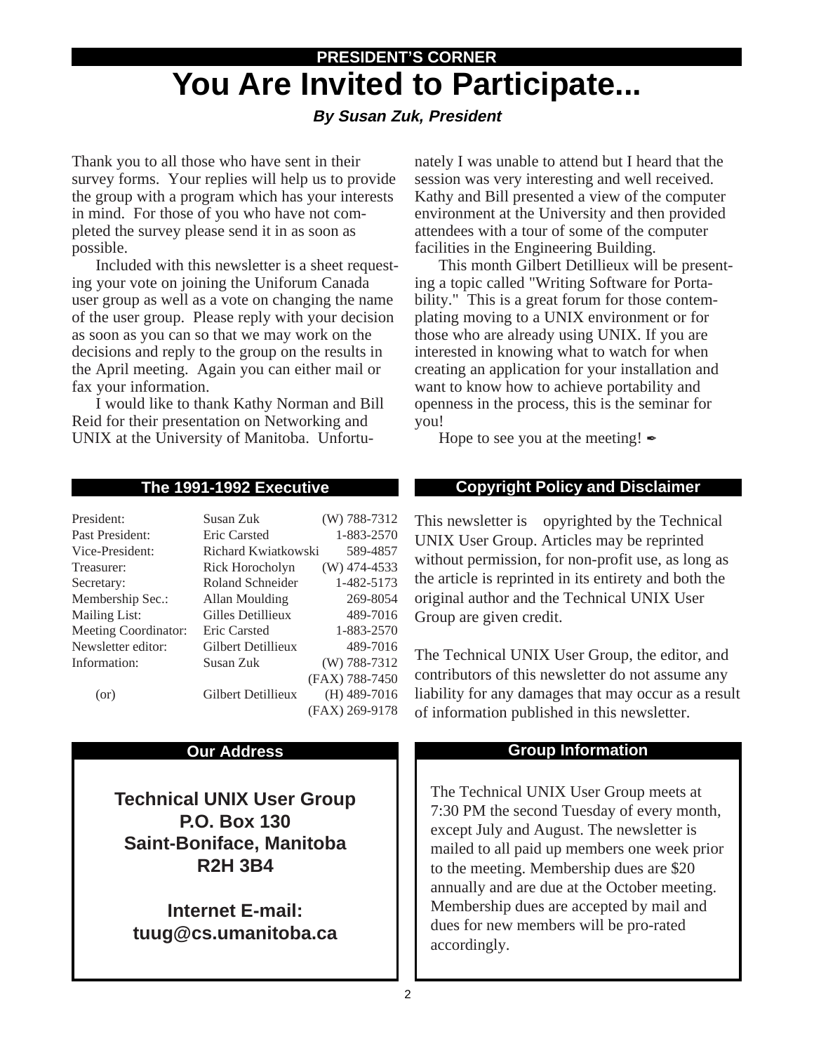PRESIDENT'S CORNER

# You Are Invited to Participate...

***By Susan Zuk, President***

Thank you to all those who have sent in their survey forms. Your replies will help us to provide the group with a program which has your interests in mind. For those of you who have not completed the survey please send it in as soon as possible.

Included with this newsletter is a sheet requesting your vote on joining the Uniforum Canada user group as well as a vote on changing the name of the user group. Please reply with your decision as soon as you can so that we may work on the decisions and reply to the group on the results in the April meeting. Again you can either mail or fax your information.

I would like to thank Kathy Norman and Bill Reid for their presentation on Networking and UNIX at the University of Manitoba. Unfortunately I was unable to attend but I heard that the session was very interesting and well received. Kathy and Bill presented a view of the computer environment at the University and then provided attendees with a tour of some of the computer facilities in the Engineering Building.

This month Gilbert Detillieux will be presenting a topic called "Writing Software for Portability." This is a great forum for those contemplating moving to a UNIX environment or for those who are already using UNIX. If you are interested in knowing what to watch for when creating an application for your installation and want to know how to achieve portability and openness in the process, this is the seminar for you!

Hope to see you at the meeting! ✒

## The 1991-1992 Executive

| | | |
|---|---|---|
| President: | Susan Zuk | (W) 788-7312 |
| Past President: | Eric Carsted | 1-883-2570 |
| Vice-President: | Richard Kwiatkowski | 589-4857 |
| Treasurer: | Rick Horocholyn | (W) 474-4533 |
| Secretary: | Roland Schneider | 1-482-5173 |
| Membership Sec.: | Allan Moulding | 269-8054 |
| Mailing List: | Gilles Detillieux | 489-7016 |
| Meeting Coordinator: | Eric Carsted | 1-883-2570 |
| Newsletter editor: | Gilbert Detillieux | 489-7016 |
| Information: | Susan Zuk | (W) 788-7312 |
| | | (FAX) 788-7450 |
| (or) | Gilbert Detillieux | (H) 489-7016 |
| | | (FAX) 269-9178 |

## Copyright Policy and Disclaimer

This newsletter is copyrighted by the Technical UNIX User Group. Articles may be reprinted without permission, for non-profit use, as long as the article is reprinted in its entirety and both the original author and the Technical UNIX User Group are given credit.

The Technical UNIX User Group, the editor, and contributors of this newsletter do not assume any liability for any damages that may occur as a result of information published in this newsletter.

## Our Address

**Technical UNIX User Group**
**P.O. Box 130**
**Saint-Boniface, Manitoba**
**R2H 3B4**

**Internet E-mail:**
**tuug@cs.umanitoba.ca**

## Group Information

The Technical UNIX User Group meets at 7:30 PM the second Tuesday of every month, except July and August. The newsletter is mailed to all paid up members one week prior to the meeting. Membership dues are $20 annually and are due at the October meeting. Membership dues are accepted by mail and dues for new members will be pro-rated accordingly.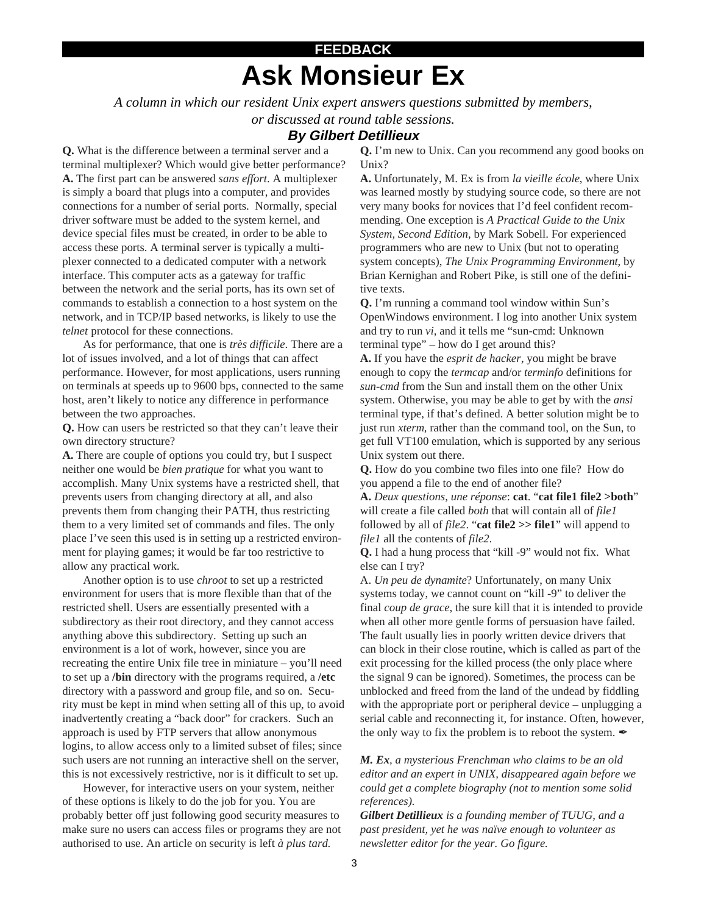**FEEDBACK**

# Ask Monsieur Ex

*A column in which our resident Unix expert answers questions submitted by members, or discussed at round table sessions.*

***By Gilbert Detillieux***

**Q.** What is the difference between a terminal server and a terminal multiplexer? Which would give better performance?

**A.** The first part can be answered *sans effort*. A multiplexer is simply a board that plugs into a computer, and provides connections for a number of serial ports. Normally, special driver software must be added to the system kernel, and device special files must be created, in order to be able to access these ports. A terminal server is typically a multiplexer connected to a dedicated computer with a network interface. This computer acts as a gateway for traffic between the network and the serial ports, has its own set of commands to establish a connection to a host system on the network, and in TCP/IP based networks, is likely to use the *telnet* protocol for these connections.

As for performance, that one is *très difficile*. There are a lot of issues involved, and a lot of things that can affect performance. However, for most applications, users running on terminals at speeds up to 9600 bps, connected to the same host, aren't likely to notice any difference in performance between the two approaches.

**Q.** How can users be restricted so that they can't leave their own directory structure?

**A.** There are couple of options you could try, but I suspect neither one would be *bien pratique* for what you want to accomplish. Many Unix systems have a restricted shell, that prevents users from changing directory at all, and also prevents them from changing their PATH, thus restricting them to a very limited set of commands and files. The only place I've seen this used is in setting up a restricted environment for playing games; it would be far too restrictive to allow any practical work.

Another option is to use *chroot* to set up a restricted environment for users that is more flexible than that of the restricted shell. Users are essentially presented with a subdirectory as their root directory, and they cannot access anything above this subdirectory. Setting up such an environment is a lot of work, however, since you are recreating the entire Unix file tree in miniature – you'll need to set up a **/bin** directory with the programs required, a **/etc** directory with a password and group file, and so on. Security must be kept in mind when setting all of this up, to avoid inadvertently creating a "back door" for crackers. Such an approach is used by FTP servers that allow anonymous logins, to allow access only to a limited subset of files; since such users are not running an interactive shell on the server, this is not excessively restrictive, nor is it difficult to set up.

However, for interactive users on your system, neither of these options is likely to do the job for you. You are probably better off just following good security measures to make sure no users can access files or programs they are not authorised to use. An article on security is left *à plus tard.*

**Q.** I'm new to Unix. Can you recommend any good books on Unix?

**A.** Unfortunately, M. Ex is from *la vieille école*, where Unix was learned mostly by studying source code, so there are not very many books for novices that I'd feel confident recommending. One exception is *A Practical Guide to the Unix System, Second Edition*, by Mark Sobell. For experienced programmers who are new to Unix (but not to operating system concepts), *The Unix Programming Environment*, by Brian Kernighan and Robert Pike, is still one of the definitive texts.

**Q.** I'm running a command tool window within Sun's OpenWindows environment. I log into another Unix system and try to run *vi*, and it tells me "sun-cmd: Unknown terminal type" – how do I get around this?

**A.** If you have the *esprit de hacker*, you might be brave enough to copy the *termcap* and/or *terminfo* definitions for *sun-cmd* from the Sun and install them on the other Unix system. Otherwise, you may be able to get by with the *ansi* terminal type, if that's defined. A better solution might be to just run *xterm*, rather than the command tool, on the Sun, to get full VT100 emulation, which is supported by any serious Unix system out there.

**Q.** How do you combine two files into one file? How do you append a file to the end of another file?

**A.** *Deux questions, une réponse*: **cat**. "**cat file1 file2 >both**" will create a file called *both* that will contain all of *file1* followed by all of *file2*. "**cat file2 >> file1**" will append to *file1* all the contents of *file2*.

**Q.** I had a hung process that "kill -9" would not fix. What else can I try?

A. *Un peu de dynamite*? Unfortunately, on many Unix systems today, we cannot count on "kill -9" to deliver the final *coup de grace*, the sure kill that it is intended to provide when all other more gentle forms of persuasion have failed. The fault usually lies in poorly written device drivers that can block in their close routine, which is called as part of the exit processing for the killed process (the only place where the signal 9 can be ignored). Sometimes, the process can be unblocked and freed from the land of the undead by fiddling with the appropriate port or peripheral device – unplugging a serial cable and reconnecting it, for instance. Often, however, the only way to fix the problem is to reboot the system. ✒

***M. Ex**, a mysterious Frenchman who claims to be an old editor and an expert in UNIX, disappeared again before we could get a complete biography (not to mention some solid references).*

***Gilbert Detillieux** is a founding member of TUUG, and a past president, yet he was naïve enough to volunteer as newsletter editor for the year. Go figure.*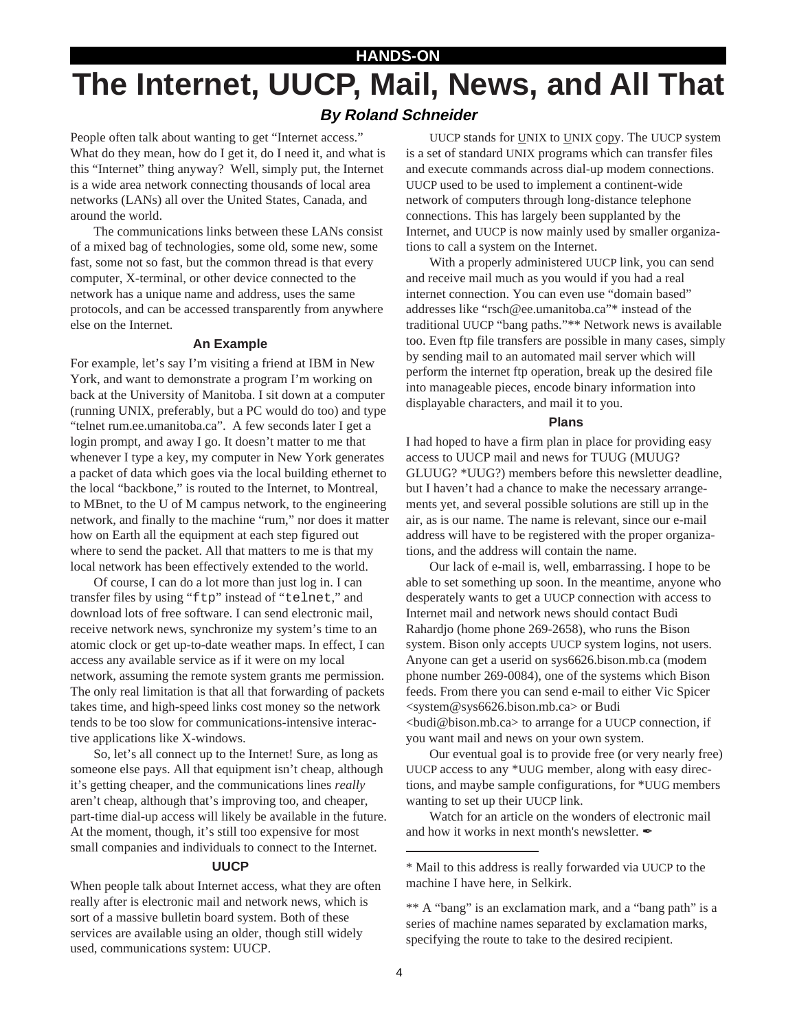**HANDS-ON**

# The Internet, UUCP, Mail, News, and All That

***By Roland Schneider***

People often talk about wanting to get "Internet access." What do they mean, how do I get it, do I need it, and what is this "Internet" thing anyway? Well, simply put, the Internet is a wide area network connecting thousands of local area networks (LANs) all over the United States, Canada, and around the world.

The communications links between these LANs consist of a mixed bag of technologies, some old, some new, some fast, some not so fast, but the common thread is that every computer, X-terminal, or other device connected to the network has a unique name and address, uses the same protocols, and can be accessed transparently from anywhere else on the Internet.

### An Example

For example, let's say I'm visiting a friend at IBM in New York, and want to demonstrate a program I'm working on back at the University of Manitoba. I sit down at a computer (running UNIX, preferably, but a PC would do too) and type "telnet rum.ee.umanitoba.ca". A few seconds later I get a login prompt, and away I go. It doesn't matter to me that whenever I type a key, my computer in New York generates a packet of data which goes via the local building ethernet to the local "backbone," is routed to the Internet, to Montreal, to MBnet, to the U of M campus network, to the engineering network, and finally to the machine "rum," nor does it matter how on Earth all the equipment at each step figured out where to send the packet. All that matters to me is that my local network has been effectively extended to the world.

Of course, I can do a lot more than just log in. I can transfer files by using "`ftp`" instead of "`telnet`," and download lots of free software. I can send electronic mail, receive network news, synchronize my system's time to an atomic clock or get up-to-date weather maps. In effect, I can access any available service as if it were on my local network, assuming the remote system grants me permission. The only real limitation is that all that forwarding of packets takes time, and high-speed links cost money so the network tends to be too slow for communications-intensive interactive applications like X-windows.

So, let's all connect up to the Internet! Sure, as long as someone else pays. All that equipment isn't cheap, although it's getting cheaper, and the communications lines *really* aren't cheap, although that's improving too, and cheaper, part-time dial-up access will likely be available in the future. At the moment, though, it's still too expensive for most small companies and individuals to connect to the Internet.

### UUCP

When people talk about Internet access, what they are often really after is electronic mail and network news, which is sort of a massive bulletin board system. Both of these services are available using an older, though still widely used, communications system: UUCP.

UUCP stands for UNIX to UNIX copy. The UUCP system is a set of standard UNIX programs which can transfer files and execute commands across dial-up modem connections. UUCP used to be used to implement a continent-wide network of computers through long-distance telephone connections. This has largely been supplanted by the Internet, and UUCP is now mainly used by smaller organizations to call a system on the Internet.

With a properly administered UUCP link, you can send and receive mail much as you would if you had a real internet connection. You can even use "domain based" addresses like "rsch@ee.umanitoba.ca"* instead of the traditional UUCP "bang paths."** Network news is available too. Even ftp file transfers are possible in many cases, simply by sending mail to an automated mail server which will perform the internet ftp operation, break up the desired file into manageable pieces, encode binary information into displayable characters, and mail it to you.

### Plans

I had hoped to have a firm plan in place for providing easy access to UUCP mail and news for TUUG (MUUG? GLUUG? *UUG?) members before this newsletter deadline, but I haven't had a chance to make the necessary arrangements yet, and several possible solutions are still up in the air, as is our name. The name is relevant, since our e-mail address will have to be registered with the proper organizations, and the address will contain the name.

Our lack of e-mail is, well, embarrassing. I hope to be able to set something up soon. In the meantime, anyone who desperately wants to get a UUCP connection with access to Internet mail and network news should contact Budi Rahardjo (home phone 269-2658), who runs the Bison system. Bison only accepts UUCP system logins, not users. Anyone can get a userid on sys6626.bison.mb.ca (modem phone number 269-0084), one of the systems which Bison feeds. From there you can send e-mail to either Vic Spicer <system@sys6626.bison.mb.ca> or Budi <budi@bison.mb.ca> to arrange for a UUCP connection, if you want mail and news on your own system.

Our eventual goal is to provide free (or very nearly free) UUCP access to any *UUG member, along with easy directions, and maybe sample configurations, for *UUG members wanting to set up their UUCP link.

Watch for an article on the wonders of electronic mail and how it works in next month's newsletter. ✒

---

* Mail to this address is really forwarded via UUCP to the machine I have here, in Selkirk.

** A "bang" is an exclamation mark, and a "bang path" is a series of machine names separated by exclamation marks, specifying the route to take to the desired recipient.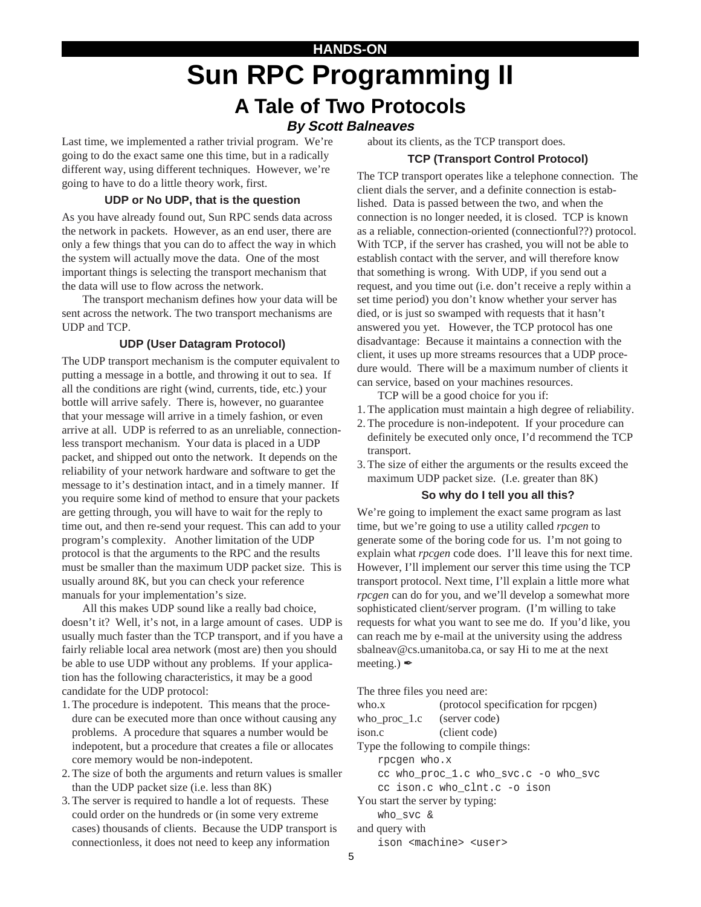HANDS-ON

# Sun RPC Programming II

## A Tale of Two Protocols

***By Scott Balneaves***

Last time, we implemented a rather trivial program. We're going to do the exact same one this time, but in a radically different way, using different techniques. However, we're going to have to do a little theory work, first.

### UDP or No UDP, that is the question

As you have already found out, Sun RPC sends data across the network in packets. However, as an end user, there are only a few things that you can do to affect the way in which the system will actually move the data. One of the most important things is selecting the transport mechanism that the data will use to flow across the network.

The transport mechanism defines how your data will be sent across the network. The two transport mechanisms are UDP and TCP.

### UDP (User Datagram Protocol)

The UDP transport mechanism is the computer equivalent to putting a message in a bottle, and throwing it out to sea. If all the conditions are right (wind, currents, tide, etc.) your bottle will arrive safely. There is, however, no guarantee that your message will arrive in a timely fashion, or even arrive at all. UDP is referred to as an unreliable, connectionless transport mechanism. Your data is placed in a UDP packet, and shipped out onto the network. It depends on the reliability of your network hardware and software to get the message to it's destination intact, and in a timely manner. If you require some kind of method to ensure that your packets are getting through, you will have to wait for the reply to time out, and then re-send your request. This can add to your program's complexity. Another limitation of the UDP protocol is that the arguments to the RPC and the results must be smaller than the maximum UDP packet size. This is usually around 8K, but you can check your reference manuals for your implementation's size.

All this makes UDP sound like a really bad choice, doesn't it? Well, it's not, in a large amount of cases. UDP is usually much faster than the TCP transport, and if you have a fairly reliable local area network (most are) then you should be able to use UDP without any problems. If your application has the following characteristics, it may be a good candidate for the UDP protocol:

1. The procedure is indepotent. This means that the procedure can be executed more than once without causing any problems. A procedure that squares a number would be indepotent, but a procedure that creates a file or allocates core memory would be non-indepotent.
2. The size of both the arguments and return values is smaller than the UDP packet size (i.e. less than 8K)
3. The server is required to handle a lot of requests. These could order on the hundreds or (in some very extreme cases) thousands of clients. Because the UDP transport is connectionless, it does not need to keep any information about its clients, as the TCP transport does.

### TCP (Transport Control Protocol)

The TCP transport operates like a telephone connection. The client dials the server, and a definite connection is established. Data is passed between the two, and when the connection is no longer needed, it is closed. TCP is known as a reliable, connection-oriented (connectionful??) protocol. With TCP, if the server has crashed, you will not be able to establish contact with the server, and will therefore know that something is wrong. With UDP, if you send out a request, and you time out (i.e. don't receive a reply within a set time period) you don't know whether your server has died, or is just so swamped with requests that it hasn't answered you yet. However, the TCP protocol has one disadvantage: Because it maintains a connection with the client, it uses up more streams resources that a UDP procedure would. There will be a maximum number of clients it can service, based on your machines resources.

TCP will be a good choice for you if:

1. The application must maintain a high degree of reliability.
2. The procedure is non-indepotent. If your procedure can definitely be executed only once, I'd recommend the TCP transport.
3. The size of either the arguments or the results exceed the maximum UDP packet size. (I.e. greater than 8K)

### So why do I tell you all this?

We're going to implement the exact same program as last time, but we're going to use a utility called *rpcgen* to generate some of the boring code for us. I'm not going to explain what *rpcgen* code does. I'll leave this for next time. However, I'll implement our server this time using the TCP transport protocol. Next time, I'll explain a little more what *rpcgen* can do for you, and we'll develop a somewhat more sophisticated client/server program. (I'm willing to take requests for what you want to see me do. If you'd like, you can reach me by e-mail at the university using the address sbalneav@cs.umanitoba.ca, or say Hi to me at the next meeting.) ✒

The three files you need are:

who.x (protocol specification for rpcgen)
who_proc_1.c (server code)
ison.c (client code)

Type the following to compile things:

```
rpcgen who.x
cc who_proc_1.c who_svc.c -o who_svc
cc ison.c who_clnt.c -o ison
```

You start the server by typing:

```
who_svc &
```

and query with

```
ison <machine> <user>
```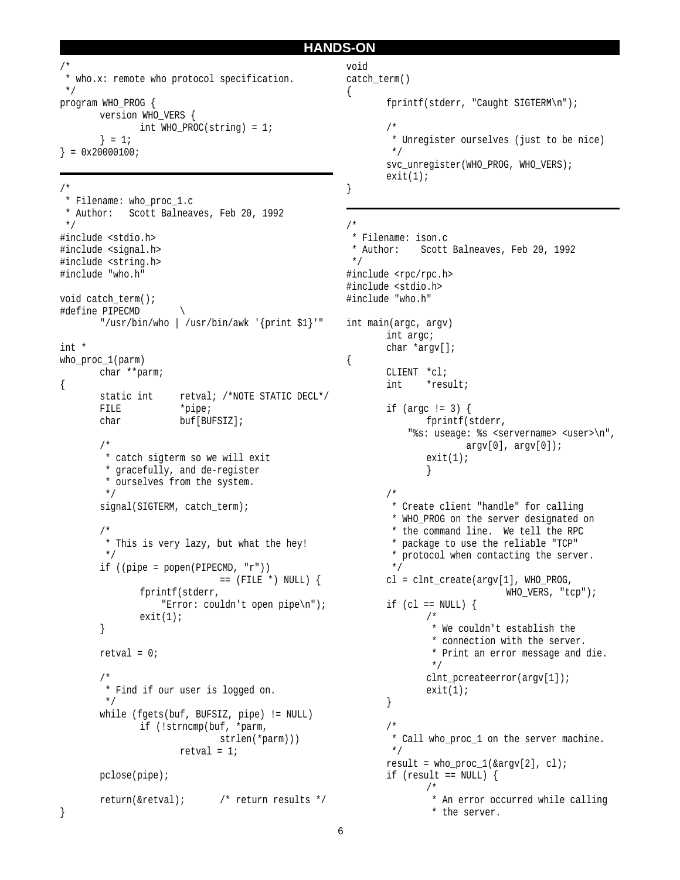```
/*
 * who.x: remote who protocol specification.
 */
program WHO_PROG {
        version WHO_VERS {
                int WHO_PROC(string) = 1;
        } = 1;
} = 0x20000100;
```

```
/*
 * Filename: who_proc_1.c
 * Author:   Scott Balneaves, Feb 20, 1992
 */
#include <stdio.h>
#include <signal.h>
#include <string.h>
#include "who.h"

void catch_term();
#define PIPECMD        \
        "/usr/bin/who | /usr/bin/awk '{print $1}'"

int *
who_proc_1(parm)
        char **parm;
{
        static int     retval; /*NOTE STATIC DECL*/
        FILE           *pipe;
        char           buf[BUFSIZ];

        /*
         * catch sigterm so we will exit
         * gracefully, and de-register
         * ourselves from the system.
         */
        signal(SIGTERM, catch_term);

        /*
         * This is very lazy, but what the hey!
         */
        if ((pipe = popen(PIPECMD, "r"))
                              == (FILE *) NULL) {
                fprintf(stderr,
                    "Error: couldn't open pipe\n");
                exit(1);
        }

        retval = 0;

        /*
         * Find if our user is logged on.
         */
        while (fgets(buf, BUFSIZ, pipe) != NULL)
                if (!strncmp(buf, *parm,
                              strlen(*parm)))
                        retval = 1;

        pclose(pipe);

        return(&retval);       /* return results */
}

void
catch_term()
{
        fprintf(stderr, "Caught SIGTERM\n");

        /*
         * Unregister ourselves (just to be nice)
         */
        svc_unregister(WHO_PROG, WHO_VERS);
        exit(1);
}
```

```
/*
 * Filename: ison.c
 * Author:    Scott Balneaves, Feb 20, 1992
 */
#include <rpc/rpc.h>
#include <stdio.h>
#include "who.h"

int main(argc, argv)
        int argc;
        char *argv[];
{
        CLIENT  *cl;
        int     *result;

        if (argc != 3) {
                fprintf(stderr,
            "%s: useage: %s <servername> <user>\n",
                        argv[0], argv[0]);
                exit(1);
                }

        /*
         * Create client "handle" for calling
         * WHO_PROG on the server designated on
         * the command line.  We tell the RPC
         * package to use the reliable "TCP"
         * protocol when contacting the server.
         */
        cl = clnt_create(argv[1], WHO_PROG,
                            WHO_VERS, "tcp");
        if (cl == NULL) {
                /*
                 * We couldn't establish the
                 * connection with the server.
                 * Print an error message and die.
                 */
                clnt_pcreateerror(argv[1]);
                exit(1);
        }

        /*
         * Call who_proc_1 on the server machine.
         */
        result = who_proc_1(&argv[2], cl);
        if (result == NULL) {
                /*
                 * An error occurred while calling
                 * the server.
```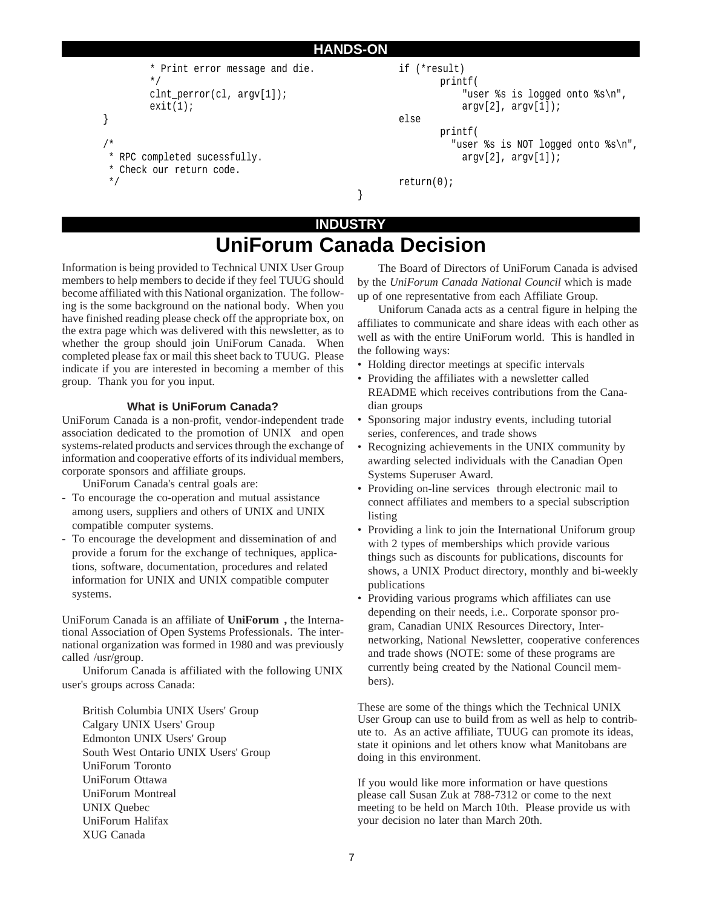## HANDS-ON

```
        * Print error message and die.
        */
        clnt_perror(cl, argv[1]);
        exit(1);
}

/*
 * RPC completed sucessfully.
 * Check our return code.
 */
        if (*result)
                printf(
                    "user %s is logged onto %s\n",
                    argv[2], argv[1]);
        else
                printf(
                  "user %s is NOT logged onto %s\n",
                    argv[2], argv[1]);

        return(0);
}
```

## INDUSTRY

# UniForum Canada Decision

Information is being provided to Technical UNIX User Group members to help members to decide if they feel TUUG should become affiliated with this National organization. The following is the some background on the national body. When you have finished reading please check off the appropriate box, on the extra page which was delivered with this newsletter, as to whether the group should join UniForum Canada. When completed please fax or mail this sheet back to TUUG. Please indicate if you are interested in becoming a member of this group. Thank you for you input.

### What is UniForum Canada?

UniForum Canada is a non-profit, vendor-independent trade association dedicated to the promotion of UNIX and open systems-related products and services through the exchange of information and cooperative efforts of its individual members, corporate sponsors and affiliate groups.

UniForum Canada's central goals are:

- To encourage the co-operation and mutual assistance among users, suppliers and others of UNIX and UNIX compatible computer systems.
- To encourage the development and dissemination of and provide a forum for the exchange of techniques, applications, software, documentation, procedures and related information for UNIX and UNIX compatible computer systems.

UniForum Canada is an affiliate of **UniForum ,** the International Association of Open Systems Professionals. The international organization was formed in 1980 and was previously called /usr/group.

Uniforum Canada is affiliated with the following UNIX user's groups across Canada:

British Columbia UNIX Users' Group
Calgary UNIX Users' Group
Edmonton UNIX Users' Group
South West Ontario UNIX Users' Group
UniForum Toronto
UniForum Ottawa
UniForum Montreal
UNIX Quebec
UniForum Halifax
XUG Canada

The Board of Directors of UniForum Canada is advised by the *UniForum Canada National Council* which is made up of one representative from each Affiliate Group.

Uniforum Canada acts as a central figure in helping the affiliates to communicate and share ideas with each other as well as with the entire UniForum world. This is handled in the following ways:

- Holding director meetings at specific intervals
- Providing the affiliates with a newsletter called README which receives contributions from the Canadian groups
- Sponsoring major industry events, including tutorial series, conferences, and trade shows
- Recognizing achievements in the UNIX community by awarding selected individuals with the Canadian Open Systems Superuser Award.
- Providing on-line services through electronic mail to connect affiliates and members to a special subscription listing
- Providing a link to join the International Uniforum group with 2 types of memberships which provide various things such as discounts for publications, discounts for shows, a UNIX Product directory, monthly and bi-weekly publications
- Providing various programs which affiliates can use depending on their needs, i.e.. Corporate sponsor program, Canadian UNIX Resources Directory, Internetworking, National Newsletter, cooperative conferences and trade shows (NOTE: some of these programs are currently being created by the National Council members).

These are some of the things which the Technical UNIX User Group can use to build from as well as help to contribute to. As an active affiliate, TUUG can promote its ideas, state it opinions and let others know what Manitobans are doing in this environment.

If you would like more information or have questions please call Susan Zuk at 788-7312 or come to the next meeting to be held on March 10th. Please provide us with your decision no later than March 20th.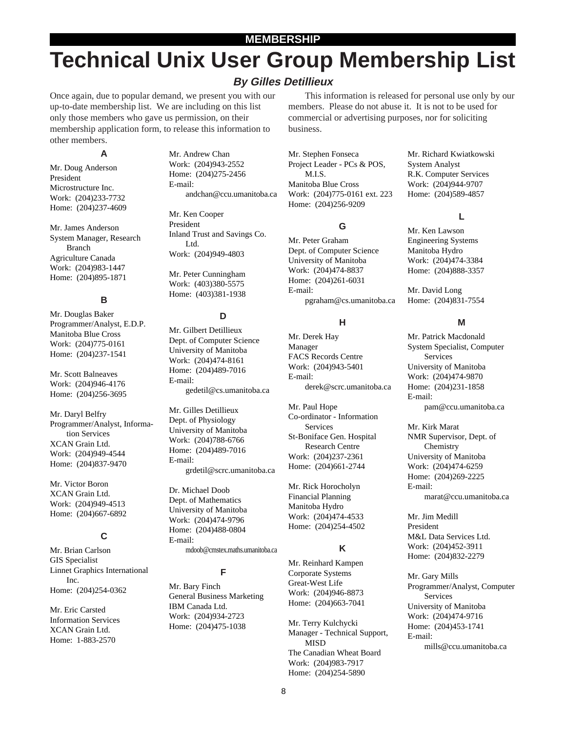MEMBERSHIP

# Technical Unix User Group Membership List

### *By Gilles Detillieux*

Once again, due to popular demand, we present you with our up-to-date membership list. We are including on this list only those members who gave us permission, on their membership application form, to release this information to other members.

This information is released for personal use only by our members. Please do not abuse it. It is not to be used for commercial or advertising purposes, nor for soliciting business.

### A

Mr. Doug Anderson
President
Microstructure Inc.
Work: (204)233-7732
Home: (204)237-4609

Mr. James Anderson
System Manager, Research Branch
Agriculture Canada
Work: (204)983-1447
Home: (204)895-1871

### B

Mr. Douglas Baker
Programmer/Analyst, E.D.P.
Manitoba Blue Cross
Work: (204)775-0161
Home: (204)237-1541

Mr. Scott Balneaves
Work: (204)946-4176
Home: (204)256-3695

Mr. Daryl Belfry
Programmer/Analyst, Information Services
XCAN Grain Ltd.
Work: (204)949-4544
Home: (204)837-9470

Mr. Victor Boron
XCAN Grain Ltd.
Work: (204)949-4513
Home: (204)667-6892

### C

Mr. Brian Carlson
GIS Specialist
Linnet Graphics International Inc.
Home: (204)254-0362

Mr. Eric Carsted
Information Services
XCAN Grain Ltd.
Home: 1-883-2570

Mr. Andrew Chan
Work: (204)943-2552
Home: (204)275-2456
E-mail:
andchan@ccu.umanitoba.ca

Mr. Ken Cooper
President
Inland Trust and Savings Co. Ltd.
Work: (204)949-4803

Mr. Peter Cunningham
Work: (403)380-5575
Home: (403)381-1938

### D

Mr. Gilbert Detillieux
Dept. of Computer Science
University of Manitoba
Work: (204)474-8161
Home: (204)489-7016
E-mail:
gedetil@cs.umanitoba.ca

Mr. Gilles Detillieux
Dept. of Physiology
University of Manitoba
Work: (204)788-6766
Home: (204)489-7016
E-mail:
grdetil@scrc.umanitoba.ca

Dr. Michael Doob
Dept. of Mathematics
University of Manitoba
Work: (204)474-9796
Home: (204)488-0804
E-mail:
mdoob@cmstex.maths.umanitoba.ca

### F

Mr. Bary Finch
General Business Marketing
IBM Canada Ltd.
Work: (204)934-2723
Home: (204)475-1038

Mr. Stephen Fonseca
Project Leader - PCs & POS, M.I.S.
Manitoba Blue Cross
Work: (204)775-0161 ext. 223
Home: (204)256-9209

### G

Mr. Peter Graham
Dept. of Computer Science
University of Manitoba
Work: (204)474-8837
Home: (204)261-6031
E-mail:
pgraham@cs.umanitoba.ca

### H

Mr. Derek Hay
Manager
FACS Records Centre
Work: (204)943-5401
E-mail:
derek@scrc.umanitoba.ca

Mr. Paul Hope
Co-ordinator - Information Services
St-Boniface Gen. Hospital Research Centre
Work: (204)237-2361
Home: (204)661-2744

Mr. Rick Horocholyn
Financial Planning
Manitoba Hydro
Work: (204)474-4533
Home: (204)254-4502

### K

Mr. Reinhard Kampen
Corporate Systems
Great-West Life
Work: (204)946-8873
Home: (204)663-7041

Mr. Terry Kulchycki
Manager - Technical Support, MISD
The Canadian Wheat Board
Work: (204)983-7917
Home: (204)254-5890

Mr. Richard Kwiatkowski
System Analyst
R.K. Computer Services
Work: (204)944-9707
Home: (204)589-4857

### L

Mr. Ken Lawson
Engineering Systems
Manitoba Hydro
Work: (204)474-3384
Home: (204)888-3357

Mr. David Long
Home: (204)831-7554

### M

Mr. Patrick Macdonald
System Specialist, Computer Services
University of Manitoba
Work: (204)474-9870
Home: (204)231-1858
E-mail:
pam@ccu.umanitoba.ca

Mr. Kirk Marat
NMR Supervisor, Dept. of Chemistry
University of Manitoba
Work: (204)474-6259
Home: (204)269-2225
E-mail:
marat@ccu.umanitoba.ca

Mr. Jim Medill
President
M&L Data Services Ltd.
Work: (204)452-3911
Home: (204)832-2279

Mr. Gary Mills
Programmer/Analyst, Computer Services
University of Manitoba
Work: (204)474-9716
Home: (204)453-1741
E-mail:
mills@ccu.umanitoba.ca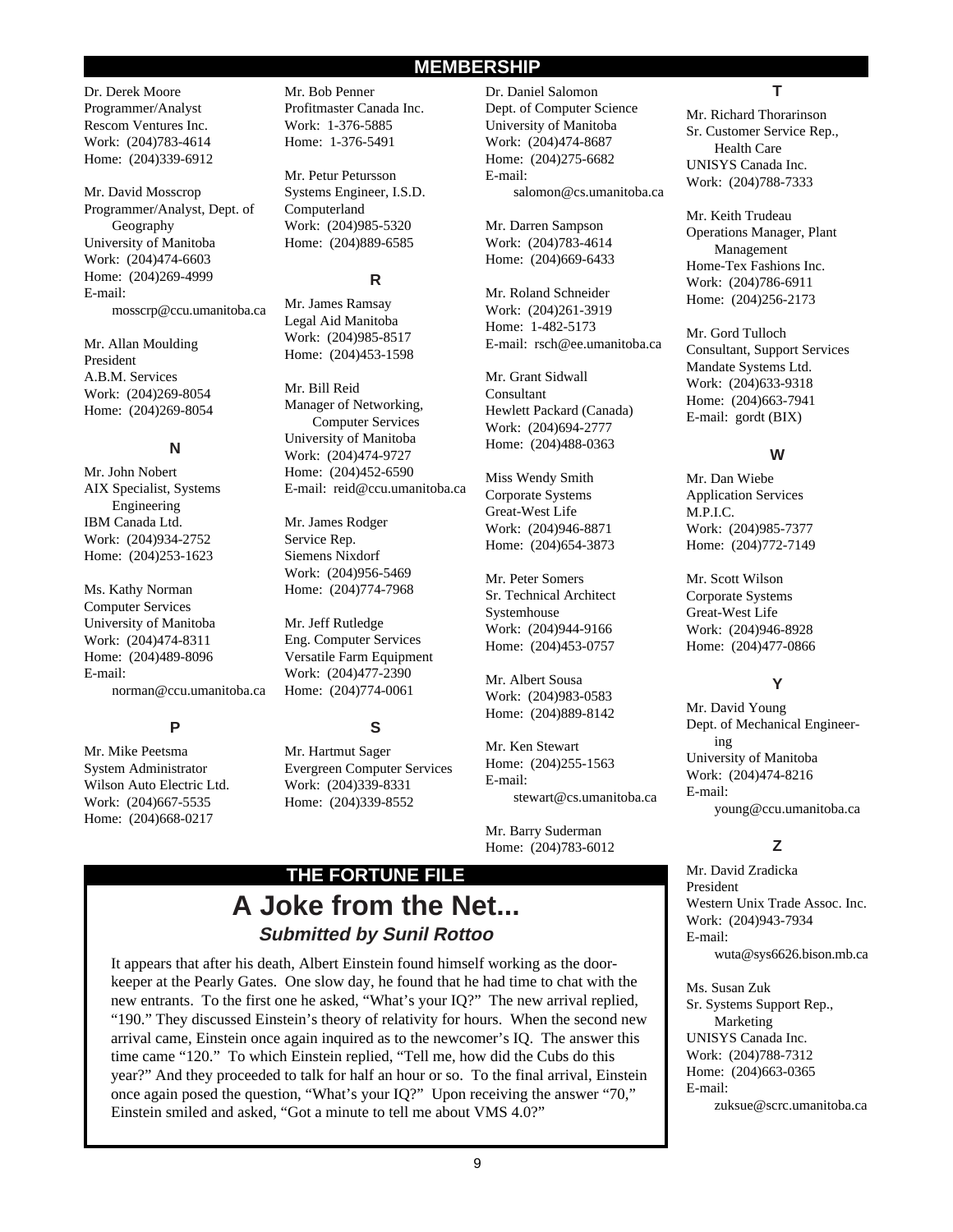## MEMBERSHIP

Dr. Derek Moore
Programmer/Analyst
Rescom Ventures Inc.
Work: (204)783-4614
Home: (204)339-6912

Mr. David Mosscrop
Programmer/Analyst, Dept. of Geography
University of Manitoba
Work: (204)474-6603
Home: (204)269-4999
E-mail: mosscrp@ccu.umanitoba.ca

Mr. Allan Moulding
President
A.B.M. Services
Work: (204)269-8054
Home: (204)269-8054

### N

Mr. John Nobert
AIX Specialist, Systems Engineering
IBM Canada Ltd.
Work: (204)934-2752
Home: (204)253-1623

Ms. Kathy Norman
Computer Services
University of Manitoba
Work: (204)474-8311
Home: (204)489-8096
E-mail: norman@ccu.umanitoba.ca

### P

Mr. Mike Peetsma
System Administrator
Wilson Auto Electric Ltd.
Work: (204)667-5535
Home: (204)668-0217

Mr. Bob Penner
Profitmaster Canada Inc.
Work: 1-376-5885
Home: 1-376-5491

Mr. Petur Petursson
Systems Engineer, I.S.D.
Computerland
Work: (204)985-5320
Home: (204)889-6585

### R

Mr. James Ramsay
Legal Aid Manitoba
Work: (204)985-8517
Home: (204)453-1598

Mr. Bill Reid
Manager of Networking, Computer Services
University of Manitoba
Work: (204)474-9727
Home: (204)452-6590
E-mail: reid@ccu.umanitoba.ca

Mr. James Rodger
Service Rep.
Siemens Nixdorf
Work: (204)956-5469
Home: (204)774-7968

Mr. Jeff Rutledge
Eng. Computer Services
Versatile Farm Equipment
Work: (204)477-2390
Home: (204)774-0061

### S

Mr. Hartmut Sager
Evergreen Computer Services
Work: (204)339-8331
Home: (204)339-8552

Dr. Daniel Salomon
Dept. of Computer Science
University of Manitoba
Work: (204)474-8687
Home: (204)275-6682
E-mail: salomon@cs.umanitoba.ca

Mr. Darren Sampson
Work: (204)783-4614
Home: (204)669-6433

Mr. Roland Schneider
Work: (204)261-3919
Home: 1-482-5173
E-mail: rsch@ee.umanitoba.ca

Mr. Grant Sidwall
Consultant
Hewlett Packard (Canada)
Work: (204)694-2777
Home: (204)488-0363

Miss Wendy Smith
Corporate Systems
Great-West Life
Work: (204)946-8871
Home: (204)654-3873

Mr. Peter Somers
Sr. Technical Architect
Systemhouse
Work: (204)944-9166
Home: (204)453-0757

Mr. Albert Sousa
Work: (204)983-0583
Home: (204)889-8142

Mr. Ken Stewart
Home: (204)255-1563
E-mail: stewart@cs.umanitoba.ca

Mr. Barry Suderman
Home: (204)783-6012

### T

Mr. Richard Thorarinson
Sr. Customer Service Rep., Health Care
UNISYS Canada Inc.
Work: (204)788-7333

Mr. Keith Trudeau
Operations Manager, Plant Management
Home-Tex Fashions Inc.
Work: (204)786-6911
Home: (204)256-2173

Mr. Gord Tulloch
Consultant, Support Services
Mandate Systems Ltd.
Work: (204)633-9318
Home: (204)663-7941
E-mail: gordt (BIX)

### W

Mr. Dan Wiebe
Application Services
M.P.I.C.
Work: (204)985-7377
Home: (204)772-7149

Mr. Scott Wilson
Corporate Systems
Great-West Life
Work: (204)946-8928
Home: (204)477-0866

### Y

Mr. David Young
Dept. of Mechanical Engineering
University of Manitoba
Work: (204)474-8216
E-mail: young@ccu.umanitoba.ca

### Z

Mr. David Zradicka
President
Western Unix Trade Assoc. Inc.
Work: (204)943-7934
E-mail: wuta@sys6626.bison.mb.ca

Ms. Susan Zuk
Sr. Systems Support Rep., Marketing
UNISYS Canada Inc.
Work: (204)788-7312
Home: (204)663-0365
E-mail: zuksue@scrc.umanitoba.ca

## THE FORTUNE FILE

# A Joke from the Net...

***Submitted by Sunil Rottoo***

It appears that after his death, Albert Einstein found himself working as the door-keeper at the Pearly Gates. One slow day, he found that he had time to chat with the new entrants. To the first one he asked, “What’s your IQ?” The new arrival replied, “190.” They discussed Einstein’s theory of relativity for hours. When the second new arrival came, Einstein once again inquired as to the newcomer’s IQ. The answer this time came “120.” To which Einstein replied, “Tell me, how did the Cubs do this year?” And they proceeded to talk for half an hour or so. To the final arrival, Einstein once again posed the question, “What’s your IQ?” Upon receiving the answer “70,” Einstein smiled and asked, “Got a minute to tell me about VMS 4.0?”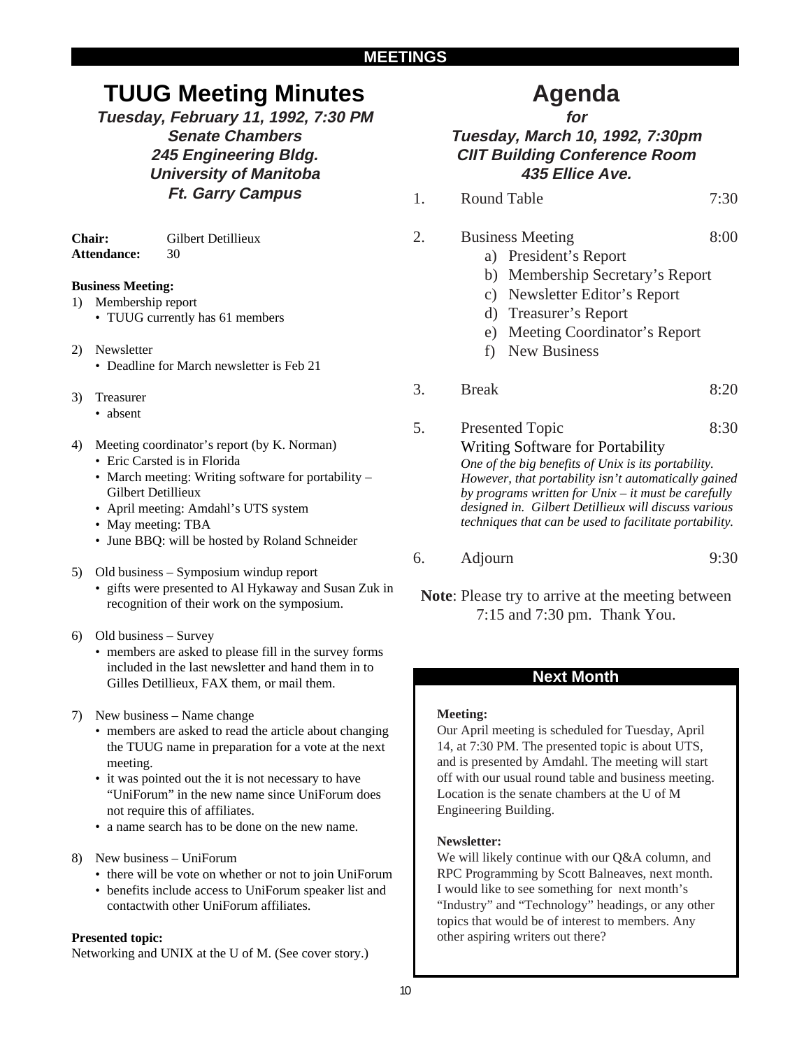## MEETINGS

# TUUG Meeting Minutes

***Tuesday, February 11, 1992, 7:30 PM***
***Senate Chambers***
***245 Engineering Bldg.***
***University of Manitoba***
***Ft. Garry Campus***

**Chair:** Gilbert Detillieux
**Attendance:** 30

**Business Meeting:**

1) Membership report
   - TUUG currently has 61 members

2) Newsletter
   - Deadline for March newsletter is Feb 21

3) Treasurer
   - absent

4) Meeting coordinator's report (by K. Norman)
   - Eric Carsted is in Florida
   - March meeting: Writing software for portability – Gilbert Detillieux
   - April meeting: Amdahl's UTS system
   - May meeting: TBA
   - June BBQ: will be hosted by Roland Schneider

5) Old business – Symposium windup report
   - gifts were presented to Al Hykaway and Susan Zuk in recognition of their work on the symposium.

6) Old business – Survey
   - members are asked to please fill in the survey forms included in the last newsletter and hand them in to Gilles Detillieux, FAX them, or mail them.

7) New business – Name change
   - members are asked to read the article about changing the TUUG name in preparation for a vote at the next meeting.
   - it was pointed out the it is not necessary to have "UniForum" in the new name since UniForum does not require this of affiliates.
   - a name search has to be done on the new name.

8) New business – UniForum
   - there will be vote on whether or not to join UniForum
   - benefits include access to UniForum speaker list and contactwith other UniForum affiliates.

**Presented topic:**
Networking and UNIX at the U of M. (See cover story.)

# Agenda

***for***
***Tuesday, March 10, 1992, 7:30pm***
***CIIT Building Conference Room***
***435 Ellice Ave.***

1. Round Table — 7:30

2. Business Meeting — 8:00
   a) President's Report
   b) Membership Secretary's Report
   c) Newsletter Editor's Report
   d) Treasurer's Report
   e) Meeting Coordinator's Report
   f) New Business

3. Break — 8:20

5. Presented Topic — 8:30
   Writing Software for Portability
   *One of the big benefits of Unix is its portability. However, that portability isn't automatically gained by programs written for Unix – it must be carefully designed in. Gilbert Detillieux will discuss various techniques that can be used to facilitate portability.*

6. Adjourn — 9:30

**Note**: Please try to arrive at the meeting between 7:15 and 7:30 pm. Thank You.

## Next Month

**Meeting:**
Our April meeting is scheduled for Tuesday, April 14, at 7:30 PM. The presented topic is about UTS, and is presented by Amdahl. The meeting will start off with our usual round table and business meeting. Location is the senate chambers at the U of M Engineering Building.

**Newsletter:**
We will likely continue with our Q&A column, and RPC Programming by Scott Balneaves, next month. I would like to see something for next month's "Industry" and "Technology" headings, or any other topics that would be of interest to members. Any other aspiring writers out there?